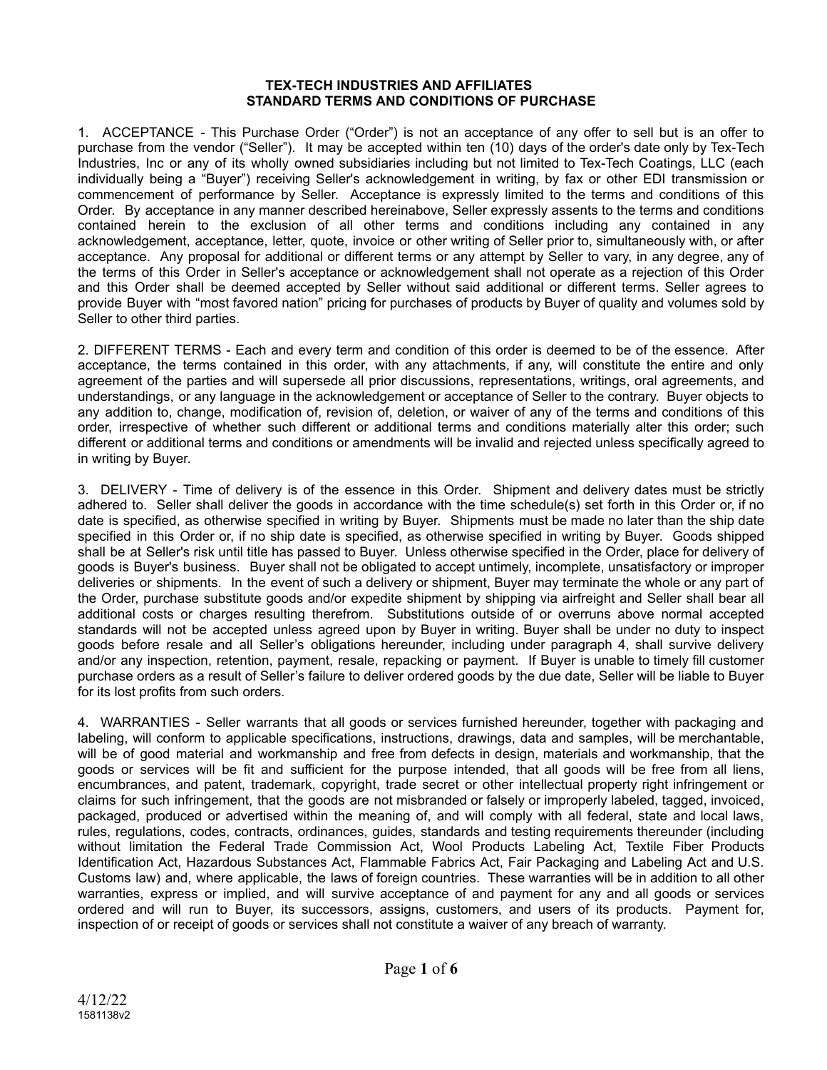# TEX-TECH INDUSTRIES AND AFFILIATES
## STANDARD TERMS AND CONDITIONS OF PURCHASE

1. ACCEPTANCE - This Purchase Order ("Order") is not an acceptance of any offer to sell but is an offer to purchase from the vendor ("Seller"). It may be accepted within ten (10) days of the order's date only by Tex-Tech Industries, Inc or any of its wholly owned subsidiaries including but not limited to Tex-Tech Coatings, LLC (each individually being a "Buyer") receiving Seller's acknowledgement in writing, by fax or other EDI transmission or commencement of performance by Seller. Acceptance is expressly limited to the terms and conditions of this Order. By acceptance in any manner described hereinabove, Seller expressly assents to the terms and conditions contained herein to the exclusion of all other terms and conditions including any contained in any acknowledgement, acceptance, letter, quote, invoice or other writing of Seller prior to, simultaneously with, or after acceptance. Any proposal for additional or different terms or any attempt by Seller to vary, in any degree, any of the terms of this Order in Seller's acceptance or acknowledgement shall not operate as a rejection of this Order and this Order shall be deemed accepted by Seller without said additional or different terms. Seller agrees to provide Buyer with "most favored nation" pricing for purchases of products by Buyer of quality and volumes sold by Seller to other third parties.

2. DIFFERENT TERMS - Each and every term and condition of this order is deemed to be of the essence. After acceptance, the terms contained in this order, with any attachments, if any, will constitute the entire and only agreement of the parties and will supersede all prior discussions, representations, writings, oral agreements, and understandings, or any language in the acknowledgement or acceptance of Seller to the contrary. Buyer objects to any addition to, change, modification of, revision of, deletion, or waiver of any of the terms and conditions of this order, irrespective of whether such different or additional terms and conditions materially alter this order; such different or additional terms and conditions or amendments will be invalid and rejected unless specifically agreed to in writing by Buyer.

3. DELIVERY - Time of delivery is of the essence in this Order. Shipment and delivery dates must be strictly adhered to. Seller shall deliver the goods in accordance with the time schedule(s) set forth in this Order or, if no date is specified, as otherwise specified in writing by Buyer. Shipments must be made no later than the ship date specified in this Order or, if no ship date is specified, as otherwise specified in writing by Buyer. Goods shipped shall be at Seller's risk until title has passed to Buyer. Unless otherwise specified in the Order, place for delivery of goods is Buyer's business. Buyer shall not be obligated to accept untimely, incomplete, unsatisfactory or improper deliveries or shipments. In the event of such a delivery or shipment, Buyer may terminate the whole or any part of the Order, purchase substitute goods and/or expedite shipment by shipping via airfreight and Seller shall bear all additional costs or charges resulting therefrom. Substitutions outside of or overruns above normal accepted standards will not be accepted unless agreed upon by Buyer in writing. Buyer shall be under no duty to inspect goods before resale and all Seller's obligations hereunder, including under paragraph 4, shall survive delivery and/or any inspection, retention, payment, resale, repacking or payment. If Buyer is unable to timely fill customer purchase orders as a result of Seller's failure to deliver ordered goods by the due date, Seller will be liable to Buyer for its lost profits from such orders.

4. WARRANTIES - Seller warrants that all goods or services furnished hereunder, together with packaging and labeling, will conform to applicable specifications, instructions, drawings, data and samples, will be merchantable, will be of good material and workmanship and free from defects in design, materials and workmanship, that the goods or services will be fit and sufficient for the purpose intended, that all goods will be free from all liens, encumbrances, and patent, trademark, copyright, trade secret or other intellectual property right infringement or claims for such infringement, that the goods are not misbranded or falsely or improperly labeled, tagged, invoiced, packaged, produced or advertised within the meaning of, and will comply with all federal, state and local laws, rules, regulations, codes, contracts, ordinances, guides, standards and testing requirements thereunder (including without limitation the Federal Trade Commission Act, Wool Products Labeling Act, Textile Fiber Products Identification Act, Hazardous Substances Act, Flammable Fabrics Act, Fair Packaging and Labeling Act and U.S. Customs law) and, where applicable, the laws of foreign countries. These warranties will be in addition to all other warranties, express or implied, and will survive acceptance of and payment for any and all goods or services ordered and will run to Buyer, its successors, assigns, customers, and users of its products. Payment for, inspection of or receipt of goods or services shall not constitute a waiver of any breach of warranty.

4/12/22
1581138v2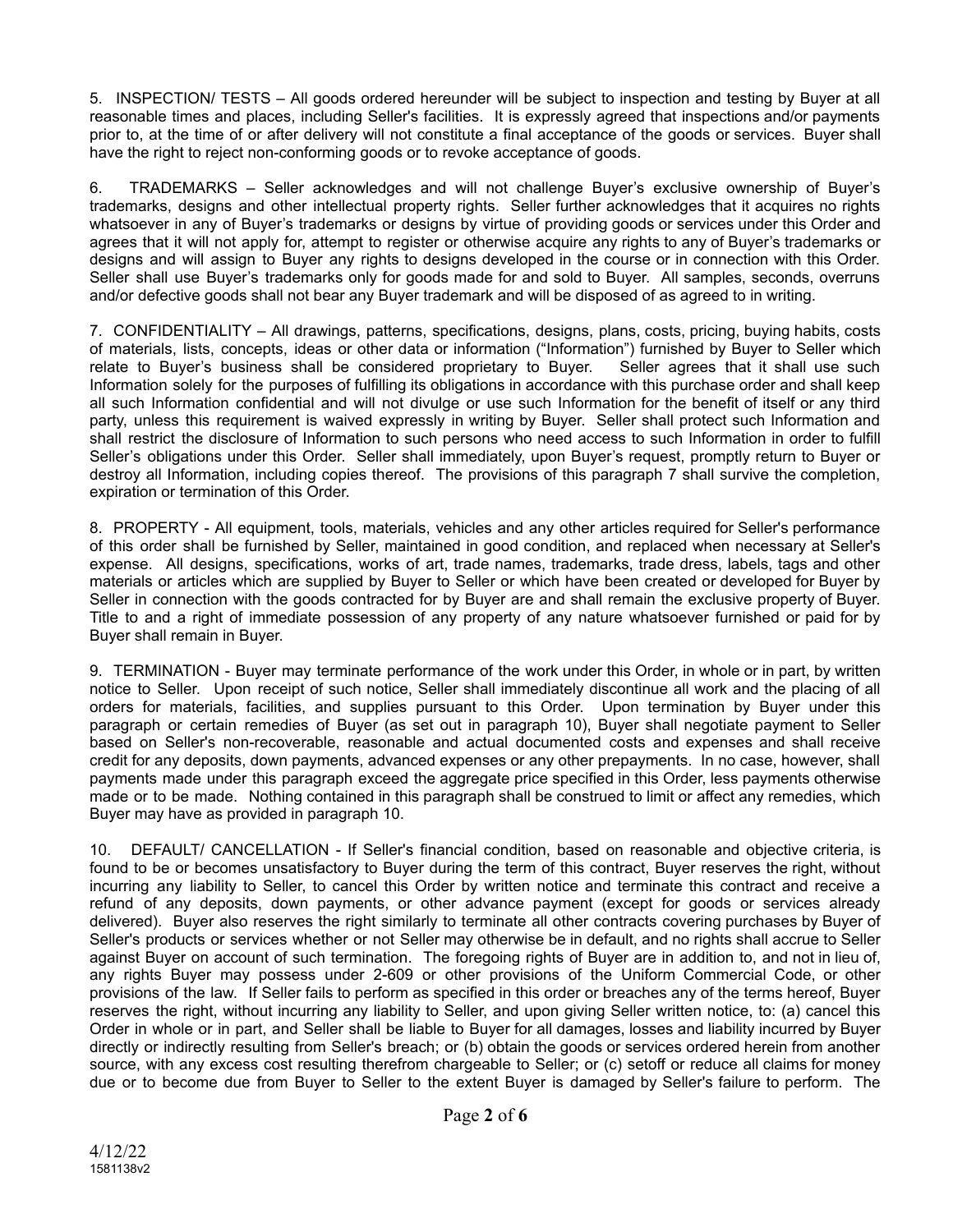5. INSPECTION/ TESTS – All goods ordered hereunder will be subject to inspection and testing by Buyer at all reasonable times and places, including Seller's facilities. It is expressly agreed that inspections and/or payments prior to, at the time of or after delivery will not constitute a final acceptance of the goods or services. Buyer shall have the right to reject non-conforming goods or to revoke acceptance of goods.

6. TRADEMARKS – Seller acknowledges and will not challenge Buyer's exclusive ownership of Buyer's trademarks, designs and other intellectual property rights. Seller further acknowledges that it acquires no rights whatsoever in any of Buyer's trademarks or designs by virtue of providing goods or services under this Order and agrees that it will not apply for, attempt to register or otherwise acquire any rights to any of Buyer's trademarks or designs and will assign to Buyer any rights to designs developed in the course or in connection with this Order. Seller shall use Buyer's trademarks only for goods made for and sold to Buyer. All samples, seconds, overruns and/or defective goods shall not bear any Buyer trademark and will be disposed of as agreed to in writing.

7. CONFIDENTIALITY – All drawings, patterns, specifications, designs, plans, costs, pricing, buying habits, costs of materials, lists, concepts, ideas or other data or information ("Information") furnished by Buyer to Seller which relate to Buyer's business shall be considered proprietary to Buyer. Seller agrees that it shall use such Information solely for the purposes of fulfilling its obligations in accordance with this purchase order and shall keep all such Information confidential and will not divulge or use such Information for the benefit of itself or any third party, unless this requirement is waived expressly in writing by Buyer. Seller shall protect such Information and shall restrict the disclosure of Information to such persons who need access to such Information in order to fulfill Seller's obligations under this Order. Seller shall immediately, upon Buyer's request, promptly return to Buyer or destroy all Information, including copies thereof. The provisions of this paragraph 7 shall survive the completion, expiration or termination of this Order.

8. PROPERTY - All equipment, tools, materials, vehicles and any other articles required for Seller's performance of this order shall be furnished by Seller, maintained in good condition, and replaced when necessary at Seller's expense. All designs, specifications, works of art, trade names, trademarks, trade dress, labels, tags and other materials or articles which are supplied by Buyer to Seller or which have been created or developed for Buyer by Seller in connection with the goods contracted for by Buyer are and shall remain the exclusive property of Buyer. Title to and a right of immediate possession of any property of any nature whatsoever furnished or paid for by Buyer shall remain in Buyer.

9. TERMINATION - Buyer may terminate performance of the work under this Order, in whole or in part, by written notice to Seller. Upon receipt of such notice, Seller shall immediately discontinue all work and the placing of all orders for materials, facilities, and supplies pursuant to this Order. Upon termination by Buyer under this paragraph or certain remedies of Buyer (as set out in paragraph 10), Buyer shall negotiate payment to Seller based on Seller's non-recoverable, reasonable and actual documented costs and expenses and shall receive credit for any deposits, down payments, advanced expenses or any other prepayments. In no case, however, shall payments made under this paragraph exceed the aggregate price specified in this Order, less payments otherwise made or to be made. Nothing contained in this paragraph shall be construed to limit or affect any remedies, which Buyer may have as provided in paragraph 10.

10. DEFAULT/ CANCELLATION - If Seller's financial condition, based on reasonable and objective criteria, is found to be or becomes unsatisfactory to Buyer during the term of this contract, Buyer reserves the right, without incurring any liability to Seller, to cancel this Order by written notice and terminate this contract and receive a refund of any deposits, down payments, or other advance payment (except for goods or services already delivered). Buyer also reserves the right similarly to terminate all other contracts covering purchases by Buyer of Seller's products or services whether or not Seller may otherwise be in default, and no rights shall accrue to Seller against Buyer on account of such termination. The foregoing rights of Buyer are in addition to, and not in lieu of, any rights Buyer may possess under 2-609 or other provisions of the Uniform Commercial Code, or other provisions of the law. If Seller fails to perform as specified in this order or breaches any of the terms hereof, Buyer reserves the right, without incurring any liability to Seller, and upon giving Seller written notice, to: (a) cancel this Order in whole or in part, and Seller shall be liable to Buyer for all damages, losses and liability incurred by Buyer directly or indirectly resulting from Seller's breach; or (b) obtain the goods or services ordered herein from another source, with any excess cost resulting therefrom chargeable to Seller; or (c) setoff or reduce all claims for money due or to become due from Buyer to Seller to the extent Buyer is damaged by Seller's failure to perform. The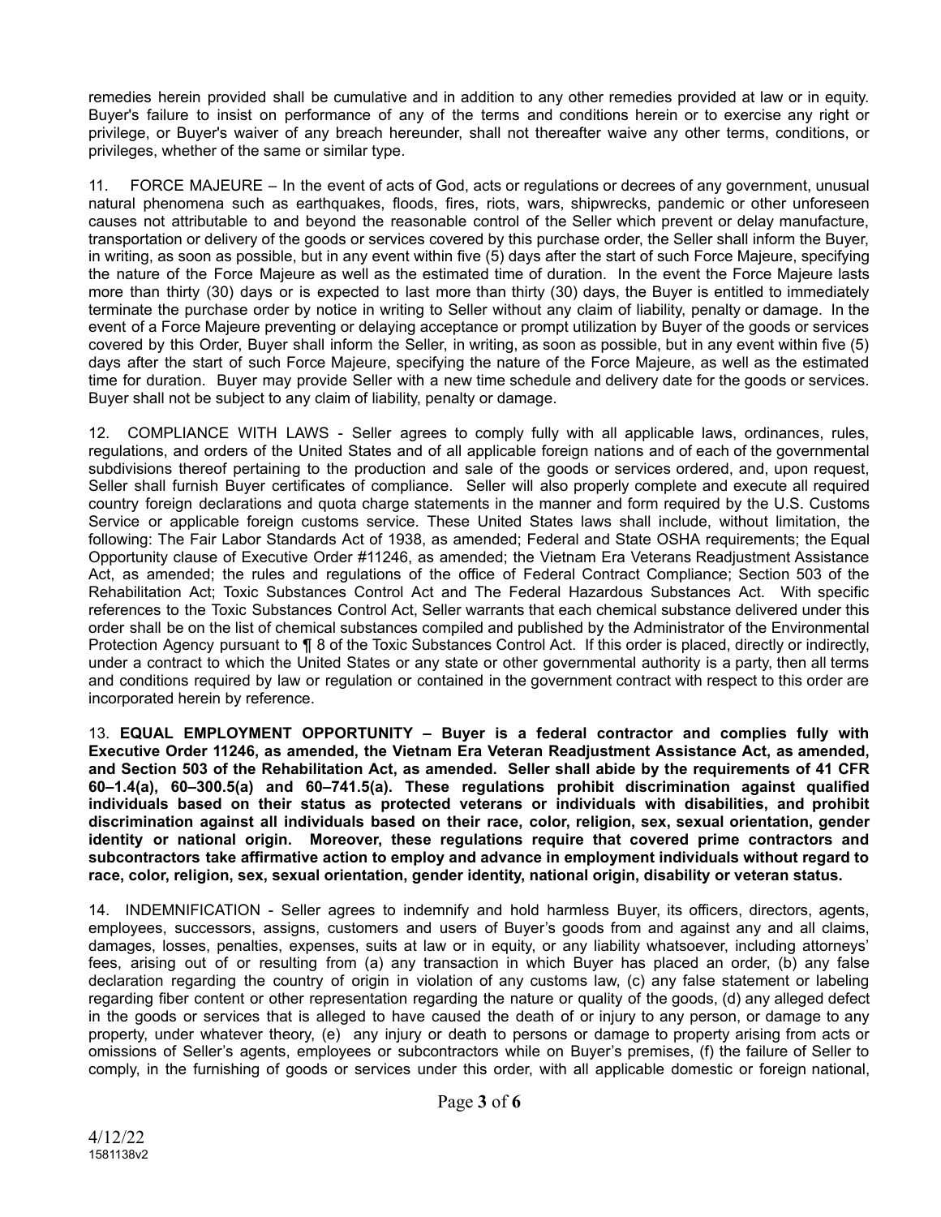remedies herein provided shall be cumulative and in addition to any other remedies provided at law or in equity. Buyer's failure to insist on performance of any of the terms and conditions herein or to exercise any right or privilege, or Buyer's waiver of any breach hereunder, shall not thereafter waive any other terms, conditions, or privileges, whether of the same or similar type.

11. FORCE MAJEURE – In the event of acts of God, acts or regulations or decrees of any government, unusual natural phenomena such as earthquakes, floods, fires, riots, wars, shipwrecks, pandemic or other unforeseen causes not attributable to and beyond the reasonable control of the Seller which prevent or delay manufacture, transportation or delivery of the goods or services covered by this purchase order, the Seller shall inform the Buyer, in writing, as soon as possible, but in any event within five (5) days after the start of such Force Majeure, specifying the nature of the Force Majeure as well as the estimated time of duration. In the event the Force Majeure lasts more than thirty (30) days or is expected to last more than thirty (30) days, the Buyer is entitled to immediately terminate the purchase order by notice in writing to Seller without any claim of liability, penalty or damage. In the event of a Force Majeure preventing or delaying acceptance or prompt utilization by Buyer of the goods or services covered by this Order, Buyer shall inform the Seller, in writing, as soon as possible, but in any event within five (5) days after the start of such Force Majeure, specifying the nature of the Force Majeure, as well as the estimated time for duration. Buyer may provide Seller with a new time schedule and delivery date for the goods or services. Buyer shall not be subject to any claim of liability, penalty or damage.

12. COMPLIANCE WITH LAWS - Seller agrees to comply fully with all applicable laws, ordinances, rules, regulations, and orders of the United States and of all applicable foreign nations and of each of the governmental subdivisions thereof pertaining to the production and sale of the goods or services ordered, and, upon request, Seller shall furnish Buyer certificates of compliance. Seller will also properly complete and execute all required country foreign declarations and quota charge statements in the manner and form required by the U.S. Customs Service or applicable foreign customs service. These United States laws shall include, without limitation, the following: The Fair Labor Standards Act of 1938, as amended; Federal and State OSHA requirements; the Equal Opportunity clause of Executive Order #11246, as amended; the Vietnam Era Veterans Readjustment Assistance Act, as amended; the rules and regulations of the office of Federal Contract Compliance; Section 503 of the Rehabilitation Act; Toxic Substances Control Act and The Federal Hazardous Substances Act. With specific references to the Toxic Substances Control Act, Seller warrants that each chemical substance delivered under this order shall be on the list of chemical substances compiled and published by the Administrator of the Environmental Protection Agency pursuant to ¶ 8 of the Toxic Substances Control Act. If this order is placed, directly or indirectly, under a contract to which the United States or any state or other governmental authority is a party, then all terms and conditions required by law or regulation or contained in the government contract with respect to this order are incorporated herein by reference.

13. **EQUAL EMPLOYMENT OPPORTUNITY – Buyer is a federal contractor and complies fully with Executive Order 11246, as amended, the Vietnam Era Veteran Readjustment Assistance Act, as amended, and Section 503 of the Rehabilitation Act, as amended. Seller shall abide by the requirements of 41 CFR 60–1.4(a), 60–300.5(a) and 60–741.5(a). These regulations prohibit discrimination against qualified individuals based on their status as protected veterans or individuals with disabilities, and prohibit discrimination against all individuals based on their race, color, religion, sex, sexual orientation, gender identity or national origin. Moreover, these regulations require that covered prime contractors and subcontractors take affirmative action to employ and advance in employment individuals without regard to race, color, religion, sex, sexual orientation, gender identity, national origin, disability or veteran status.**

14. INDEMNIFICATION - Seller agrees to indemnify and hold harmless Buyer, its officers, directors, agents, employees, successors, assigns, customers and users of Buyer's goods from and against any and all claims, damages, losses, penalties, expenses, suits at law or in equity, or any liability whatsoever, including attorneys' fees, arising out of or resulting from (a) any transaction in which Buyer has placed an order, (b) any false declaration regarding the country of origin in violation of any customs law, (c) any false statement or labeling regarding fiber content or other representation regarding the nature or quality of the goods, (d) any alleged defect in the goods or services that is alleged to have caused the death of or injury to any person, or damage to any property, under whatever theory, (e) any injury or death to persons or damage to property arising from acts or omissions of Seller's agents, employees or subcontractors while on Buyer's premises, (f) the failure of Seller to comply, in the furnishing of goods or services under this order, with all applicable domestic or foreign national,

4/12/22
1581138v2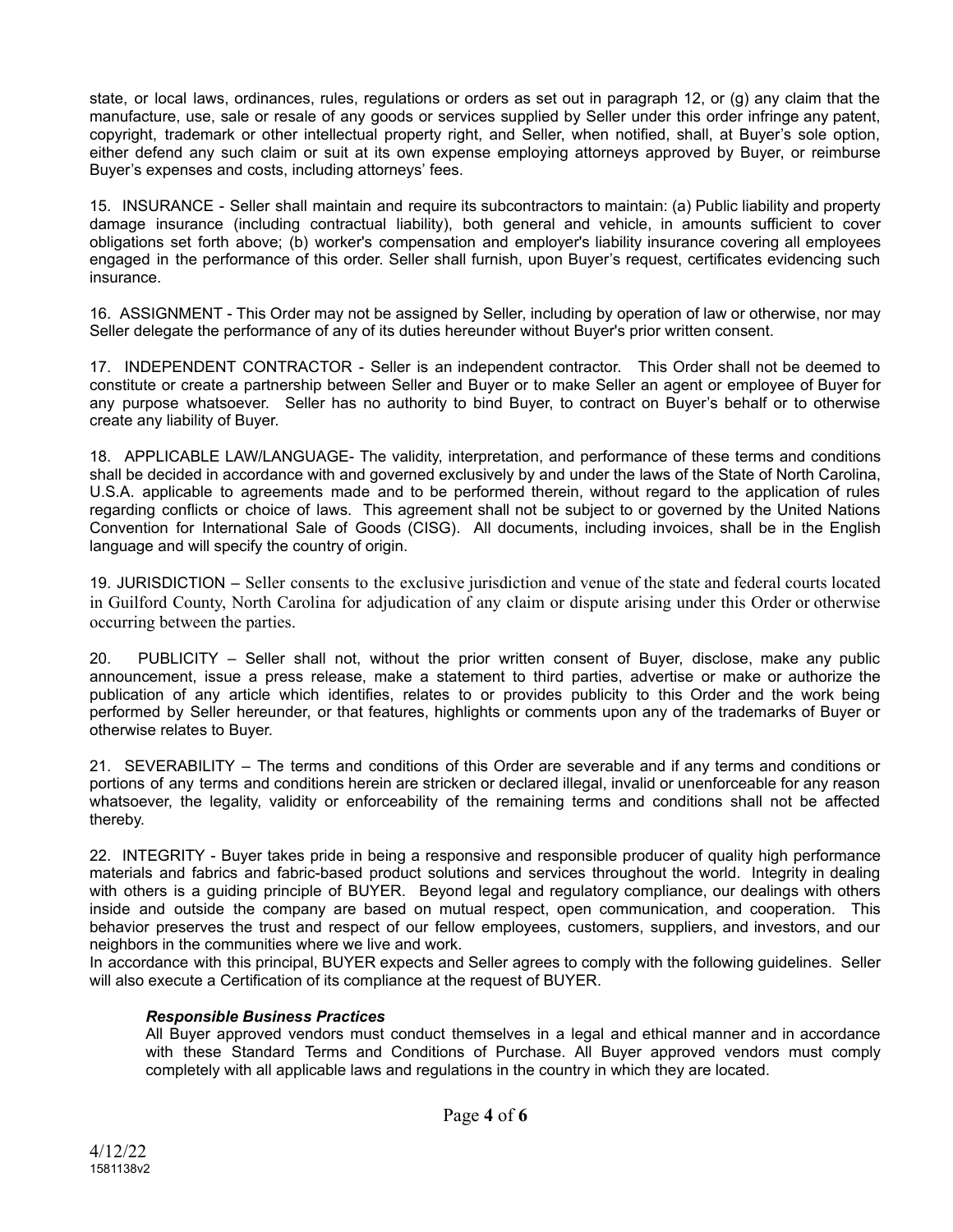state, or local laws, ordinances, rules, regulations or orders as set out in paragraph 12, or (g) any claim that the manufacture, use, sale or resale of any goods or services supplied by Seller under this order infringe any patent, copyright, trademark or other intellectual property right, and Seller, when notified, shall, at Buyer's sole option, either defend any such claim or suit at its own expense employing attorneys approved by Buyer, or reimburse Buyer's expenses and costs, including attorneys' fees.

15. INSURANCE - Seller shall maintain and require its subcontractors to maintain: (a) Public liability and property damage insurance (including contractual liability), both general and vehicle, in amounts sufficient to cover obligations set forth above; (b) worker's compensation and employer's liability insurance covering all employees engaged in the performance of this order. Seller shall furnish, upon Buyer's request, certificates evidencing such insurance.

16. ASSIGNMENT - This Order may not be assigned by Seller, including by operation of law or otherwise, nor may Seller delegate the performance of any of its duties hereunder without Buyer's prior written consent.

17. INDEPENDENT CONTRACTOR - Seller is an independent contractor. This Order shall not be deemed to constitute or create a partnership between Seller and Buyer or to make Seller an agent or employee of Buyer for any purpose whatsoever. Seller has no authority to bind Buyer, to contract on Buyer's behalf or to otherwise create any liability of Buyer.

18. APPLICABLE LAW/LANGUAGE- The validity, interpretation, and performance of these terms and conditions shall be decided in accordance with and governed exclusively by and under the laws of the State of North Carolina, U.S.A. applicable to agreements made and to be performed therein, without regard to the application of rules regarding conflicts or choice of laws. This agreement shall not be subject to or governed by the United Nations Convention for International Sale of Goods (CISG). All documents, including invoices, shall be in the English language and will specify the country of origin.

19. JURISDICTION – Seller consents to the exclusive jurisdiction and venue of the state and federal courts located in Guilford County, North Carolina for adjudication of any claim or dispute arising under this Order or otherwise occurring between the parties.

20. PUBLICITY – Seller shall not, without the prior written consent of Buyer, disclose, make any public announcement, issue a press release, make a statement to third parties, advertise or make or authorize the publication of any article which identifies, relates to or provides publicity to this Order and the work being performed by Seller hereunder, or that features, highlights or comments upon any of the trademarks of Buyer or otherwise relates to Buyer.

21. SEVERABILITY – The terms and conditions of this Order are severable and if any terms and conditions or portions of any terms and conditions herein are stricken or declared illegal, invalid or unenforceable for any reason whatsoever, the legality, validity or enforceability of the remaining terms and conditions shall not be affected thereby.

22. INTEGRITY - Buyer takes pride in being a responsive and responsible producer of quality high performance materials and fabrics and fabric-based product solutions and services throughout the world. Integrity in dealing with others is a guiding principle of BUYER. Beyond legal and regulatory compliance, our dealings with others inside and outside the company are based on mutual respect, open communication, and cooperation. This behavior preserves the trust and respect of our fellow employees, customers, suppliers, and investors, and our neighbors in the communities where we live and work.
In accordance with this principal, BUYER expects and Seller agrees to comply with the following guidelines. Seller will also execute a Certification of its compliance at the request of BUYER.

***Responsible Business Practices***
All Buyer approved vendors must conduct themselves in a legal and ethical manner and in accordance with these Standard Terms and Conditions of Purchase. All Buyer approved vendors must comply completely with all applicable laws and regulations in the country in which they are located.

4/12/22
1581138v2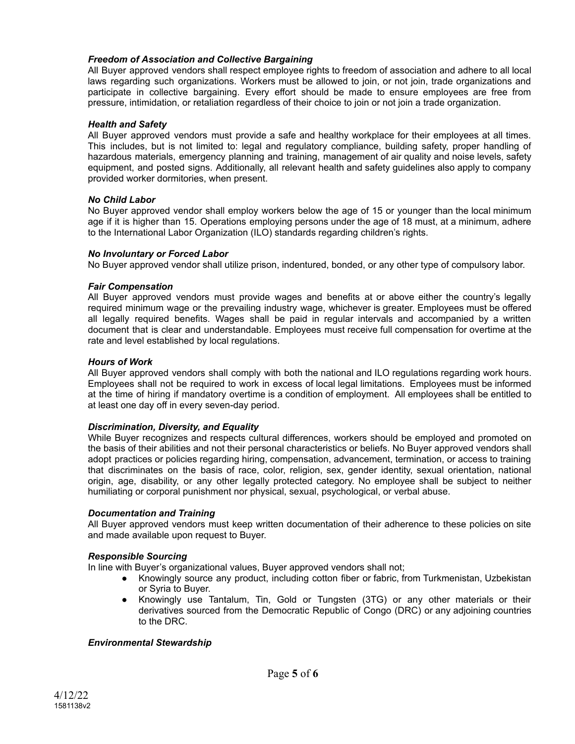### *Freedom of Association and Collective Bargaining*

All Buyer approved vendors shall respect employee rights to freedom of association and adhere to all local laws regarding such organizations. Workers must be allowed to join, or not join, trade organizations and participate in collective bargaining. Every effort should be made to ensure employees are free from pressure, intimidation, or retaliation regardless of their choice to join or not join a trade organization.

### *Health and Safety*

All Buyer approved vendors must provide a safe and healthy workplace for their employees at all times. This includes, but is not limited to: legal and regulatory compliance, building safety, proper handling of hazardous materials, emergency planning and training, management of air quality and noise levels, safety equipment, and posted signs. Additionally, all relevant health and safety guidelines also apply to company provided worker dormitories, when present.

### *No Child Labor*

No Buyer approved vendor shall employ workers below the age of 15 or younger than the local minimum age if it is higher than 15. Operations employing persons under the age of 18 must, at a minimum, adhere to the International Labor Organization (ILO) standards regarding children's rights.

### *No Involuntary or Forced Labor*

No Buyer approved vendor shall utilize prison, indentured, bonded, or any other type of compulsory labor.

### *Fair Compensation*

All Buyer approved vendors must provide wages and benefits at or above either the country's legally required minimum wage or the prevailing industry wage, whichever is greater. Employees must be offered all legally required benefits. Wages shall be paid in regular intervals and accompanied by a written document that is clear and understandable. Employees must receive full compensation for overtime at the rate and level established by local regulations.

### *Hours of Work*

All Buyer approved vendors shall comply with both the national and ILO regulations regarding work hours. Employees shall not be required to work in excess of local legal limitations. Employees must be informed at the time of hiring if mandatory overtime is a condition of employment. All employees shall be entitled to at least one day off in every seven-day period.

### *Discrimination, Diversity, and Equality*

While Buyer recognizes and respects cultural differences, workers should be employed and promoted on the basis of their abilities and not their personal characteristics or beliefs. No Buyer approved vendors shall adopt practices or policies regarding hiring, compensation, advancement, termination, or access to training that discriminates on the basis of race, color, religion, sex, gender identity, sexual orientation, national origin, age, disability, or any other legally protected category. No employee shall be subject to neither humiliating or corporal punishment nor physical, sexual, psychological, or verbal abuse.

### *Documentation and Training*

All Buyer approved vendors must keep written documentation of their adherence to these policies on site and made available upon request to Buyer.

### *Responsible Sourcing*

In line with Buyer's organizational values, Buyer approved vendors shall not;

- Knowingly source any product, including cotton fiber or fabric, from Turkmenistan, Uzbekistan or Syria to Buyer.
- Knowingly use Tantalum, Tin, Gold or Tungsten (3TG) or any other materials or their derivatives sourced from the Democratic Republic of Congo (DRC) or any adjoining countries to the DRC.

### *Environmental Stewardship*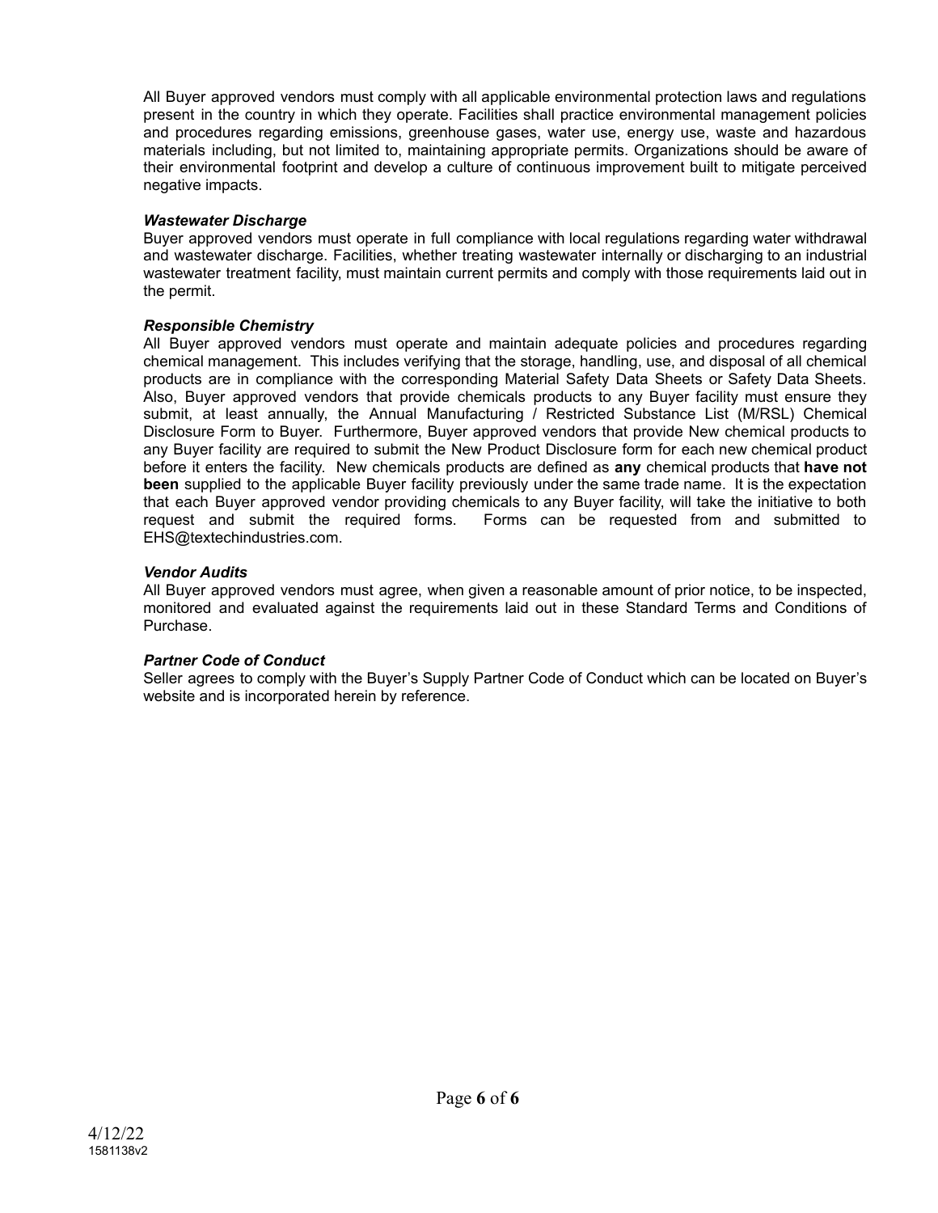All Buyer approved vendors must comply with all applicable environmental protection laws and regulations present in the country in which they operate. Facilities shall practice environmental management policies and procedures regarding emissions, greenhouse gases, water use, energy use, waste and hazardous materials including, but not limited to, maintaining appropriate permits. Organizations should be aware of their environmental footprint and develop a culture of continuous improvement built to mitigate perceived negative impacts.

***Wastewater Discharge***

Buyer approved vendors must operate in full compliance with local regulations regarding water withdrawal and wastewater discharge. Facilities, whether treating wastewater internally or discharging to an industrial wastewater treatment facility, must maintain current permits and comply with those requirements laid out in the permit.

***Responsible Chemistry***

All Buyer approved vendors must operate and maintain adequate policies and procedures regarding chemical management. This includes verifying that the storage, handling, use, and disposal of all chemical products are in compliance with the corresponding Material Safety Data Sheets or Safety Data Sheets. Also, Buyer approved vendors that provide chemicals products to any Buyer facility must ensure they submit, at least annually, the Annual Manufacturing / Restricted Substance List (M/RSL) Chemical Disclosure Form to Buyer. Furthermore, Buyer approved vendors that provide New chemical products to any Buyer facility are required to submit the New Product Disclosure form for each new chemical product before it enters the facility. New chemicals products are defined as **any** chemical products that **have not been** supplied to the applicable Buyer facility previously under the same trade name. It is the expectation that each Buyer approved vendor providing chemicals to any Buyer facility, will take the initiative to both request and submit the required forms. Forms can be requested from and submitted to EHS@textechindustries.com.

***Vendor Audits***

All Buyer approved vendors must agree, when given a reasonable amount of prior notice, to be inspected, monitored and evaluated against the requirements laid out in these Standard Terms and Conditions of Purchase.

***Partner Code of Conduct***

Seller agrees to comply with the Buyer's Supply Partner Code of Conduct which can be located on Buyer's website and is incorporated herein by reference.

4/12/22
1581138v2